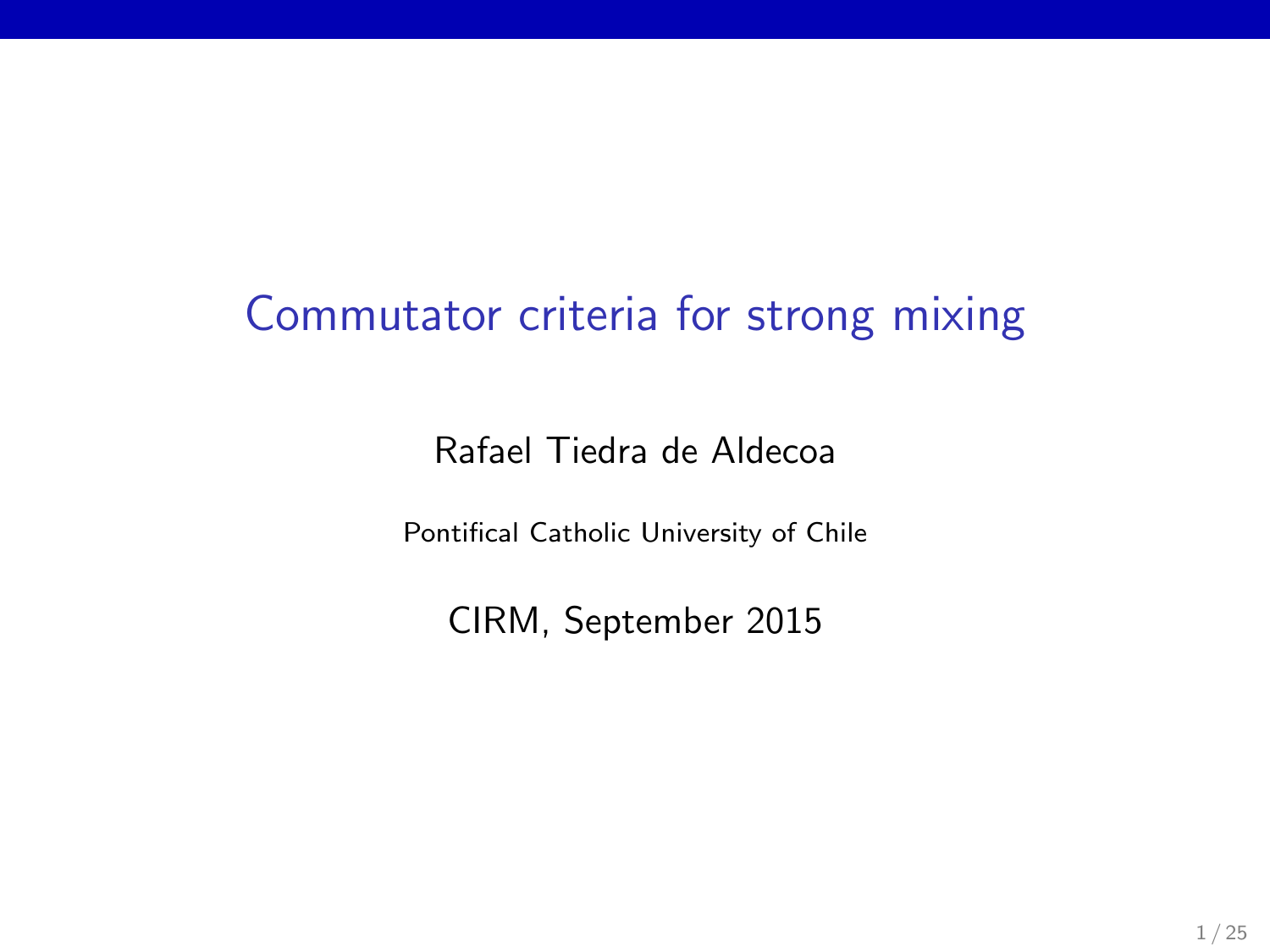# Commutator criteria for strong mixing

Rafael Tiedra de Aldecoa

Pontifical Catholic University of Chile

CIRM, September 2015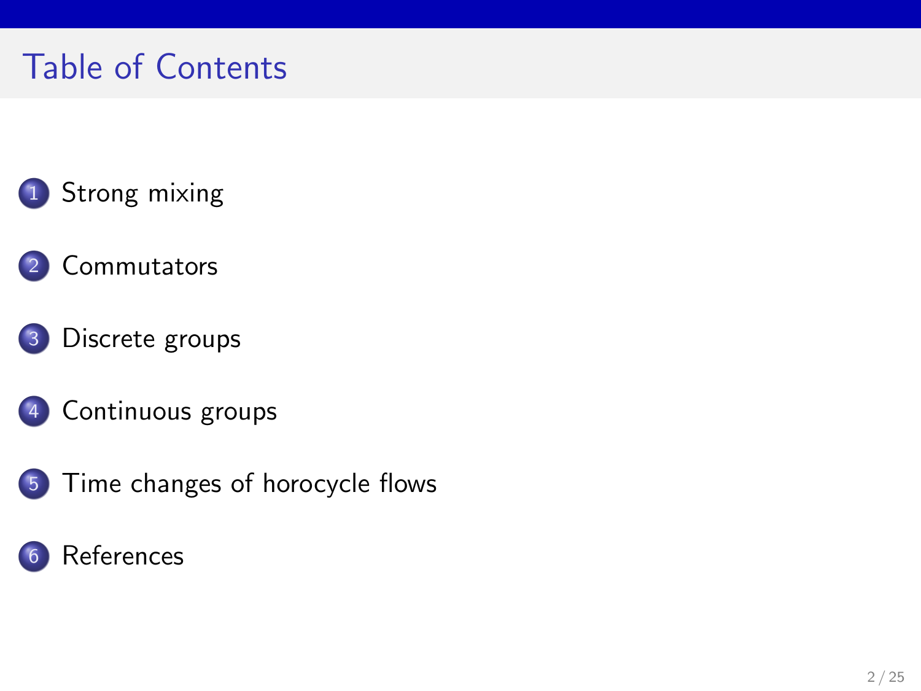# Table of Contents

1. Strong mixing
2. Commutators
3. Discrete groups
4. Continuous groups
5. Time changes of horocycle flows
6. References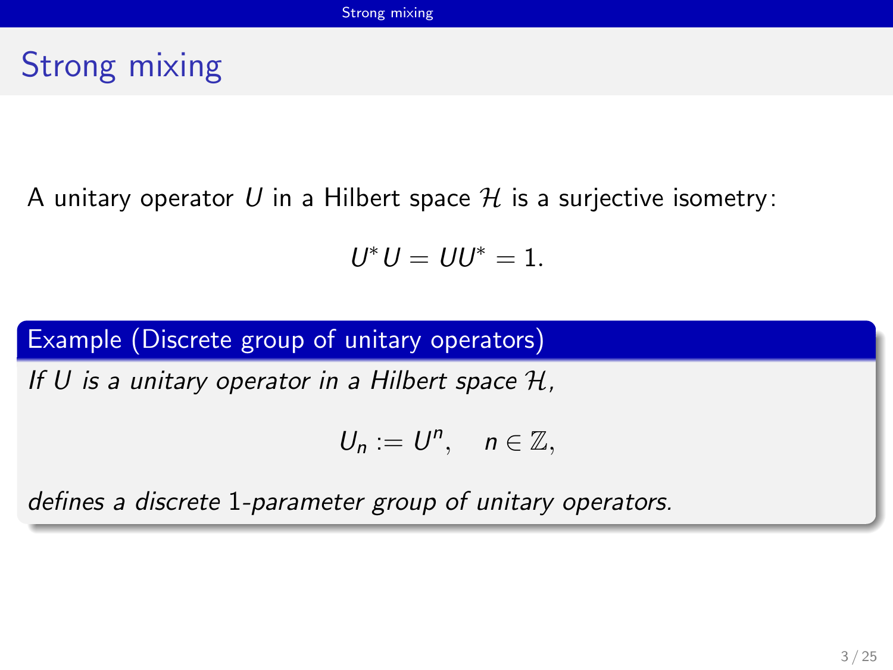# Strong mixing

A unitary operator $U$ in a Hilbert space $\mathcal{H}$ is a surjective isometry:

$$U^*U = UU^* = 1.$$

**Example (Discrete group of unitary operators)**

*If $U$ is a unitary operator in a Hilbert space $\mathcal{H}$,*

$$U_n := U^n, \quad n \in \mathbb{Z},$$

*defines a discrete 1-parameter group of unitary operators.*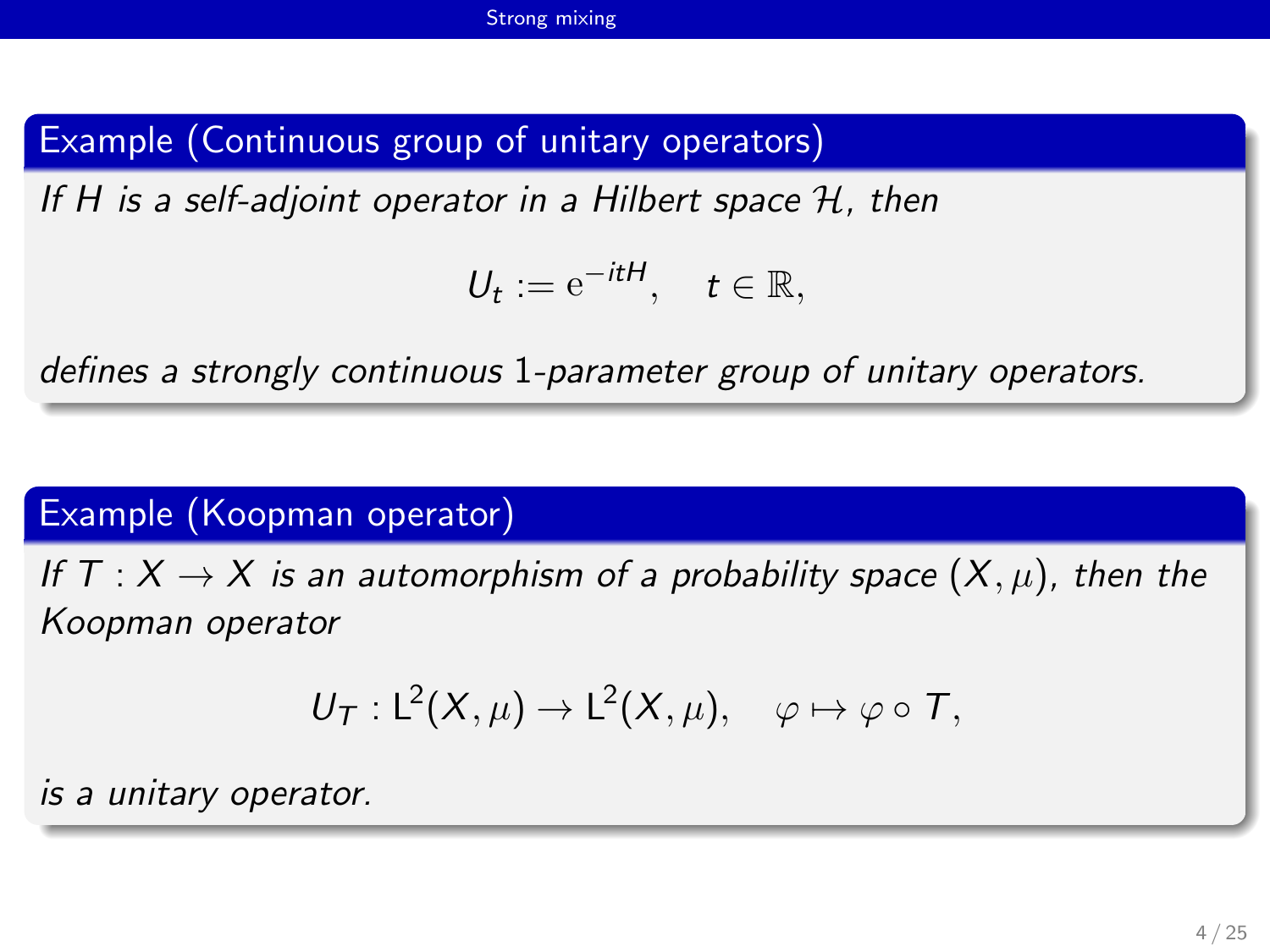**Example (Continuous group of unitary operators)**

*If $H$ is a self-adjoint operator in a Hilbert space $\mathcal{H}$, then*

$$U_t := \mathrm{e}^{-itH}, \quad t \in \mathbb{R},$$

*defines a strongly continuous 1-parameter group of unitary operators.*

**Example (Koopman operator)**

*If $T : X \to X$ is an automorphism of a probability space $(X, \mu)$, then the Koopman operator*

$$U_T : \mathsf{L}^2(X, \mu) \to \mathsf{L}^2(X, \mu), \quad \varphi \mapsto \varphi \circ T,$$

*is a unitary operator.*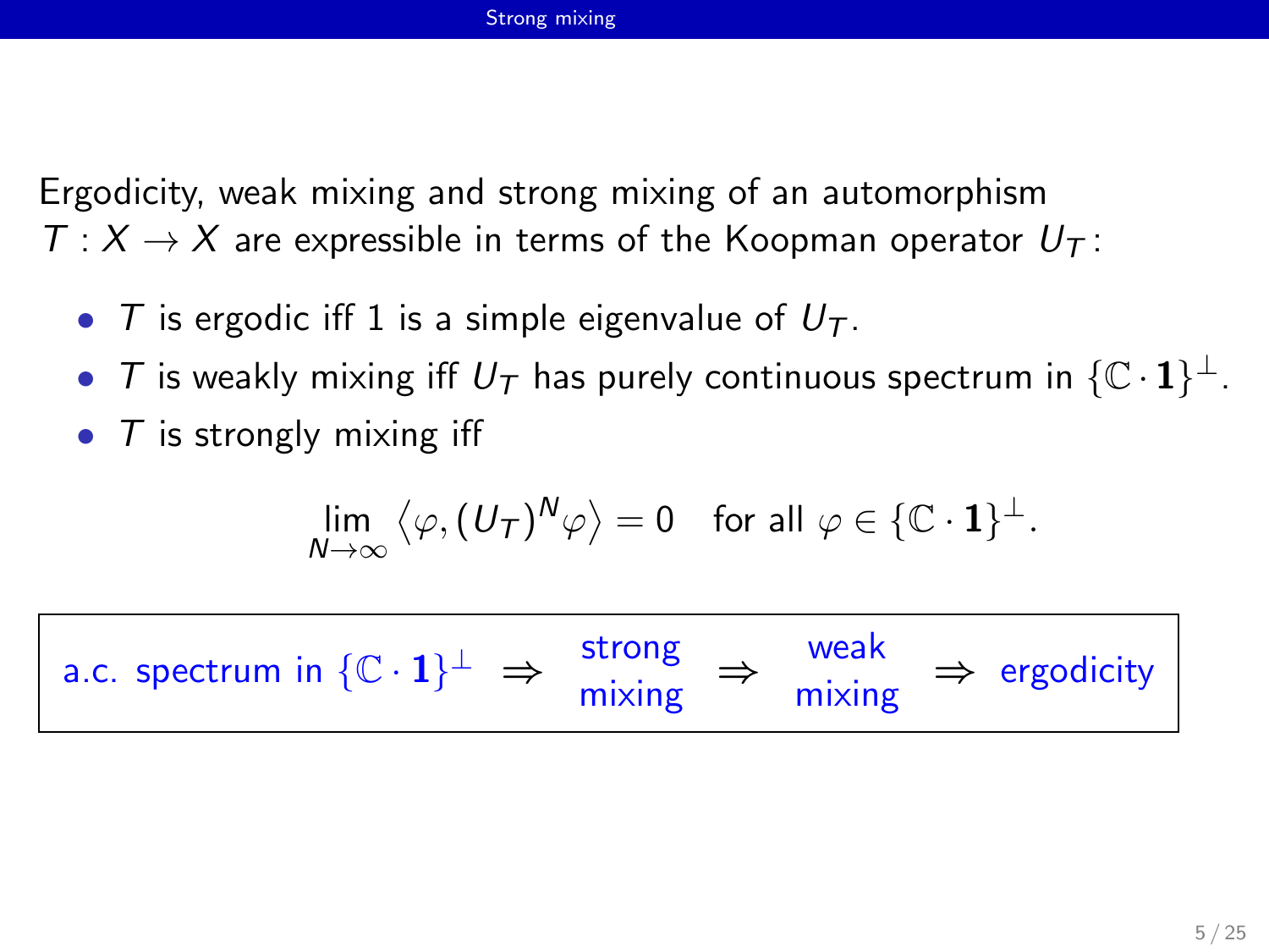Ergodicity, weak mixing and strong mixing of an automorphism $T : X \to X$ are expressible in terms of the Koopman operator $U_T$:

- $T$ is ergodic iff 1 is a simple eigenvalue of $U_T$.
- $T$ is weakly mixing iff $U_T$ has purely continuous spectrum in $\{\mathbb{C} \cdot \mathbf{1}\}^\perp$.
- $T$ is strongly mixing iff

$$\lim_{N\to\infty} \langle \varphi, (U_T)^N \varphi \rangle = 0 \quad \text{for all } \varphi \in \{\mathbb{C} \cdot \mathbf{1}\}^\perp.$$

a.c. spectrum in $\{\mathbb{C} \cdot \mathbf{1}\}^\perp$ $\Rightarrow$ strong mixing $\Rightarrow$ weak mixing $\Rightarrow$ ergodicity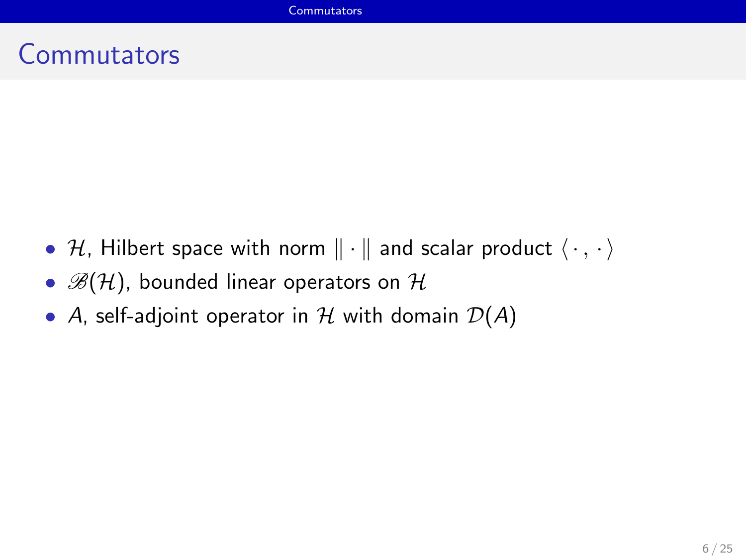# Commutators

- $\mathcal{H}$, Hilbert space with norm $\|\cdot\|$ and scalar product $\langle\,\cdot\,,\,\cdot\,\rangle$
- $\mathscr{B}(\mathcal{H})$, bounded linear operators on $\mathcal{H}$
- $A$, self-adjoint operator in $\mathcal{H}$ with domain $\mathcal{D}(A)$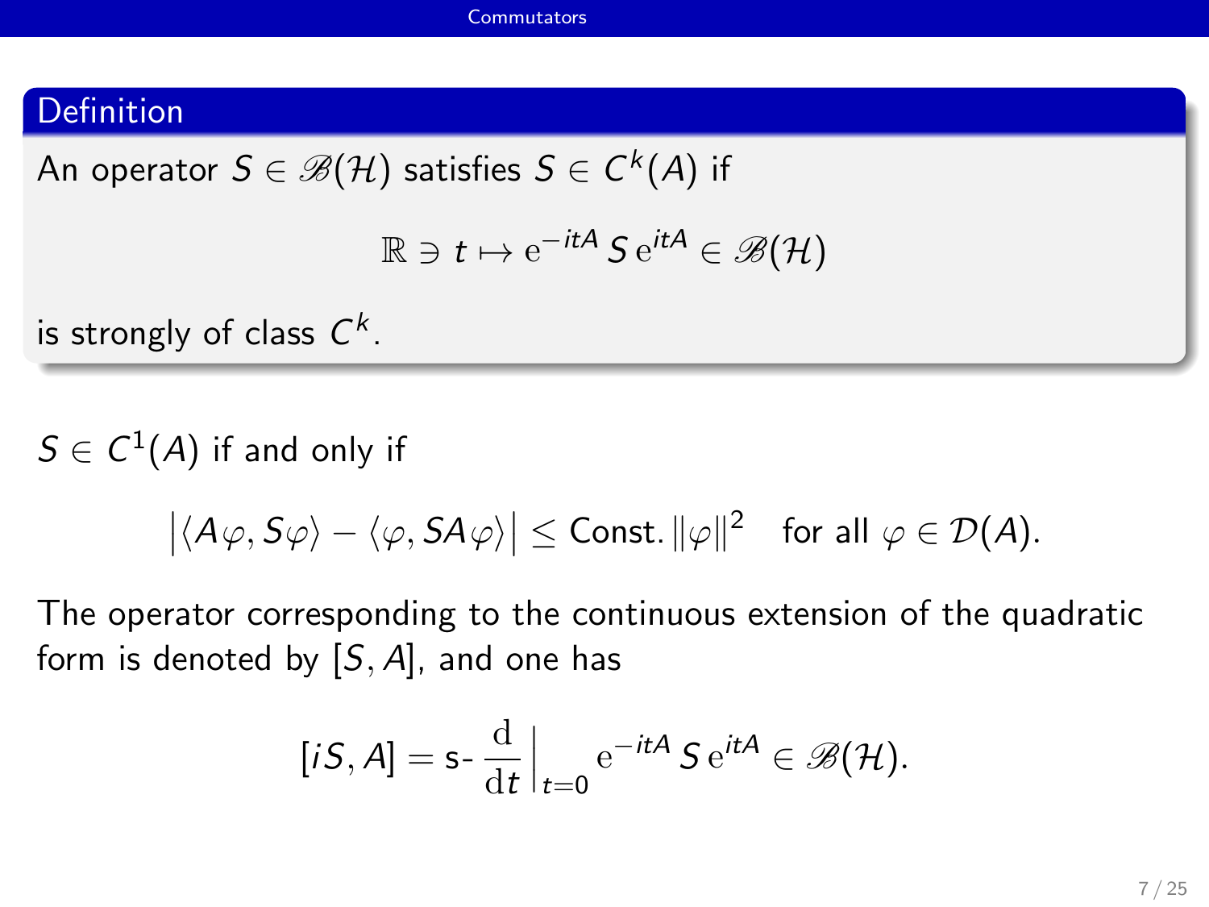**Definition**

An operator $S \in \mathscr{B}(\mathcal{H})$ satisfies $S \in C^k(A)$ if

$$\mathbb{R} \ni t \mapsto \mathrm{e}^{-itA}\, S\, \mathrm{e}^{itA} \in \mathscr{B}(\mathcal{H})$$

is strongly of class $C^k$.

$S \in C^1(A)$ if and only if

$$\big|\langle A\varphi, S\varphi\rangle - \langle \varphi, SA\varphi\rangle\big| \leq \text{Const.}\, \|\varphi\|^2 \quad \text{for all } \varphi \in \mathcal{D}(A).$$

The operator corresponding to the continuous extension of the quadratic form is denoted by $[S, A]$, and one has

$$[iS, A] = \text{s-}\,\frac{\mathrm{d}}{\mathrm{d}t}\Big|_{t=0} \mathrm{e}^{-itA}\, S\, \mathrm{e}^{itA} \in \mathscr{B}(\mathcal{H}).$$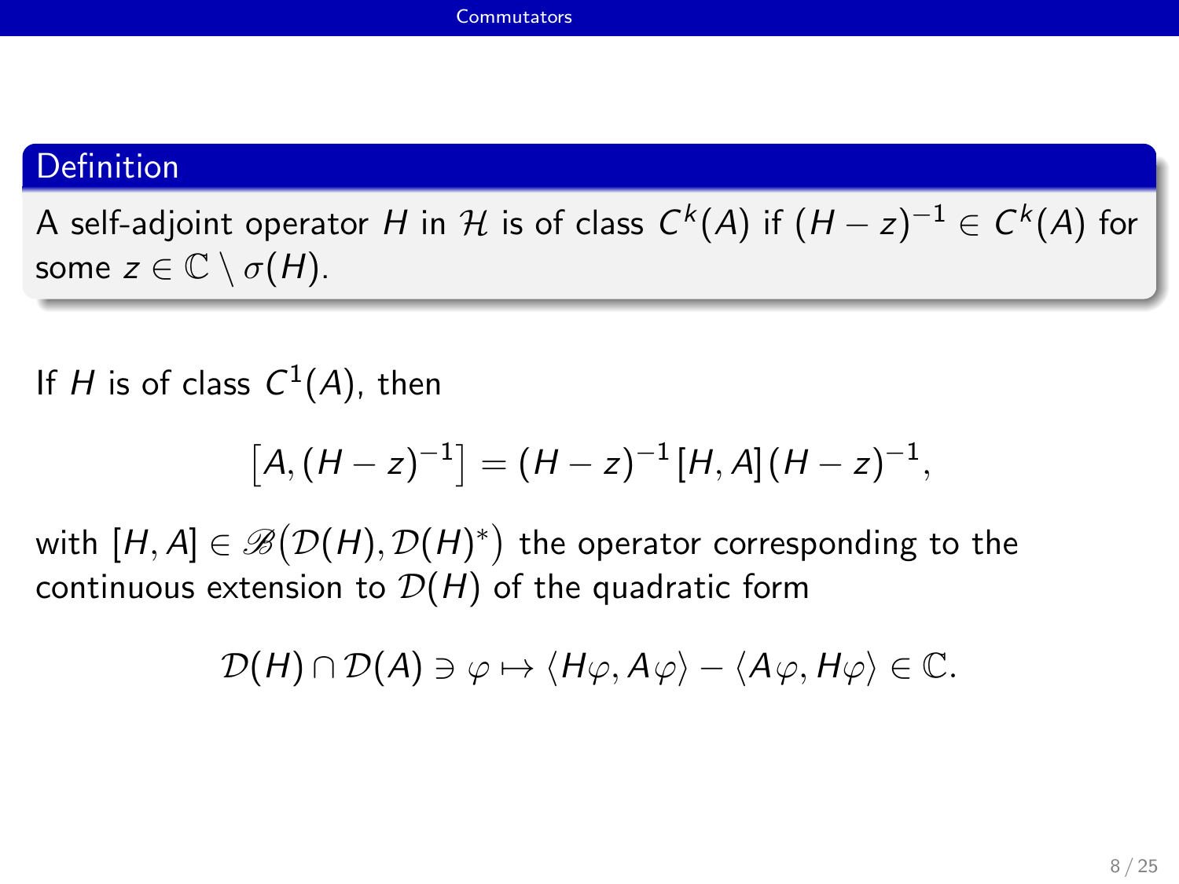**Definition**

A self-adjoint operator $H$ in $\mathcal{H}$ is of class $C^k(A)$ if $(H-z)^{-1} \in C^k(A)$ for some $z \in \mathbb{C} \setminus \sigma(H)$.

If $H$ is of class $C^1(A)$, then

$$\left[A, (H-z)^{-1}\right] = (H-z)^{-1}[H, A](H-z)^{-1},$$

with $[H, A] \in \mathscr{B}\big(\mathcal{D}(H), \mathcal{D}(H)^*\big)$ the operator corresponding to the continuous extension to $\mathcal{D}(H)$ of the quadratic form

$$\mathcal{D}(H) \cap \mathcal{D}(A) \ni \varphi \mapsto \langle H\varphi, A\varphi \rangle - \langle A\varphi, H\varphi \rangle \in \mathbb{C}.$$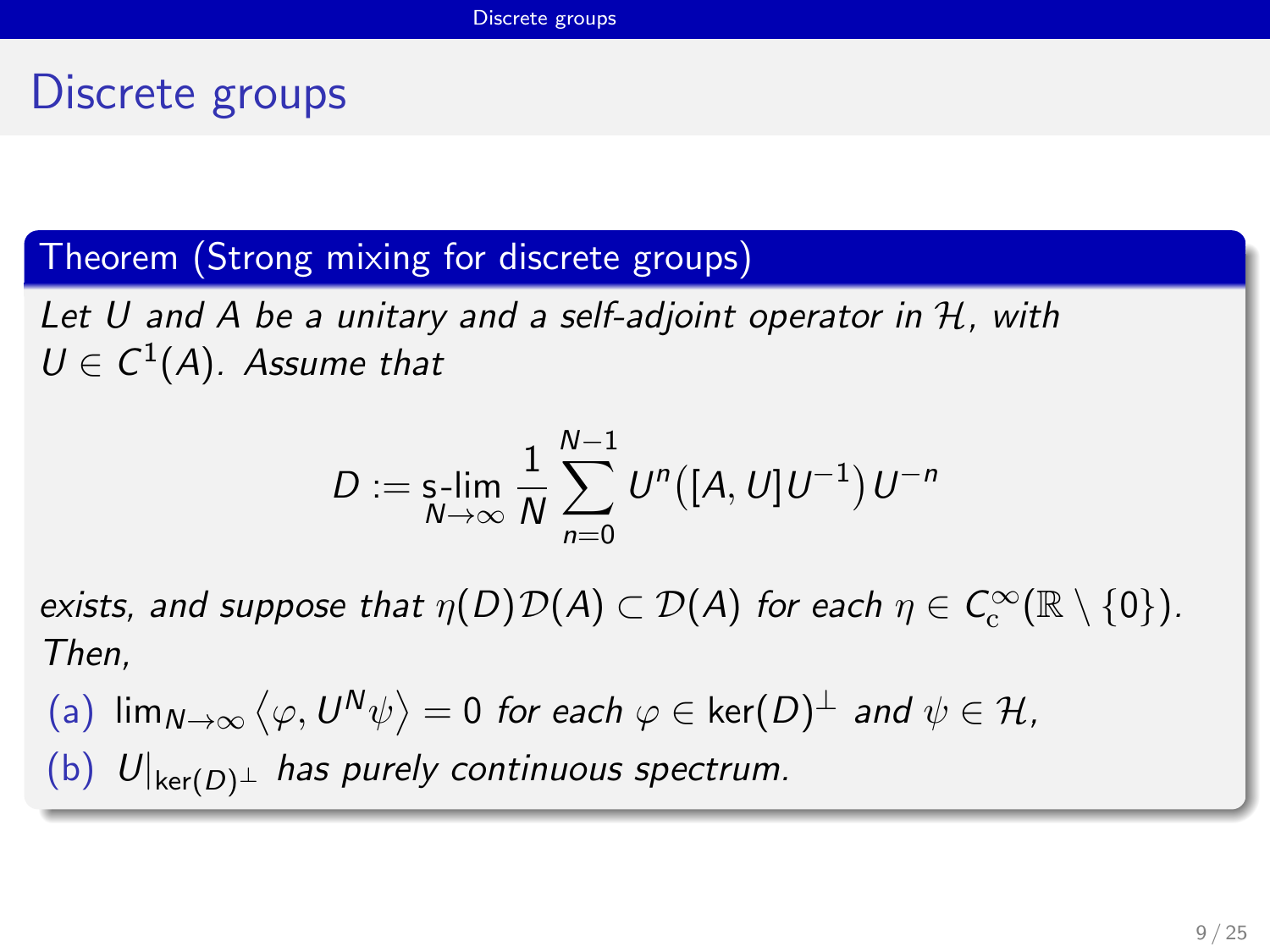# Discrete groups

**Theorem (Strong mixing for discrete groups)**

*Let $U$ and $A$ be a unitary and a self-adjoint operator in $\mathcal{H}$, with $U \in C^1(A)$. Assume that*

$$D := \underset{N\to\infty}{\text{s-lim}} \frac{1}{N} \sum_{n=0}^{N-1} U^n \big([A, U]U^{-1}\big) U^{-n}$$

*exists, and suppose that $\eta(D)\mathcal{D}(A) \subset \mathcal{D}(A)$ for each $\eta \in C_c^\infty(\mathbb{R} \setminus \{0\})$. Then,*

(a) $\lim_{N\to\infty} \langle \varphi, U^N \psi \rangle = 0$ *for each $\varphi \in \ker(D)^\perp$ and $\psi \in \mathcal{H}$,*

(b) $U|_{\ker(D)^\perp}$ *has purely continuous spectrum.*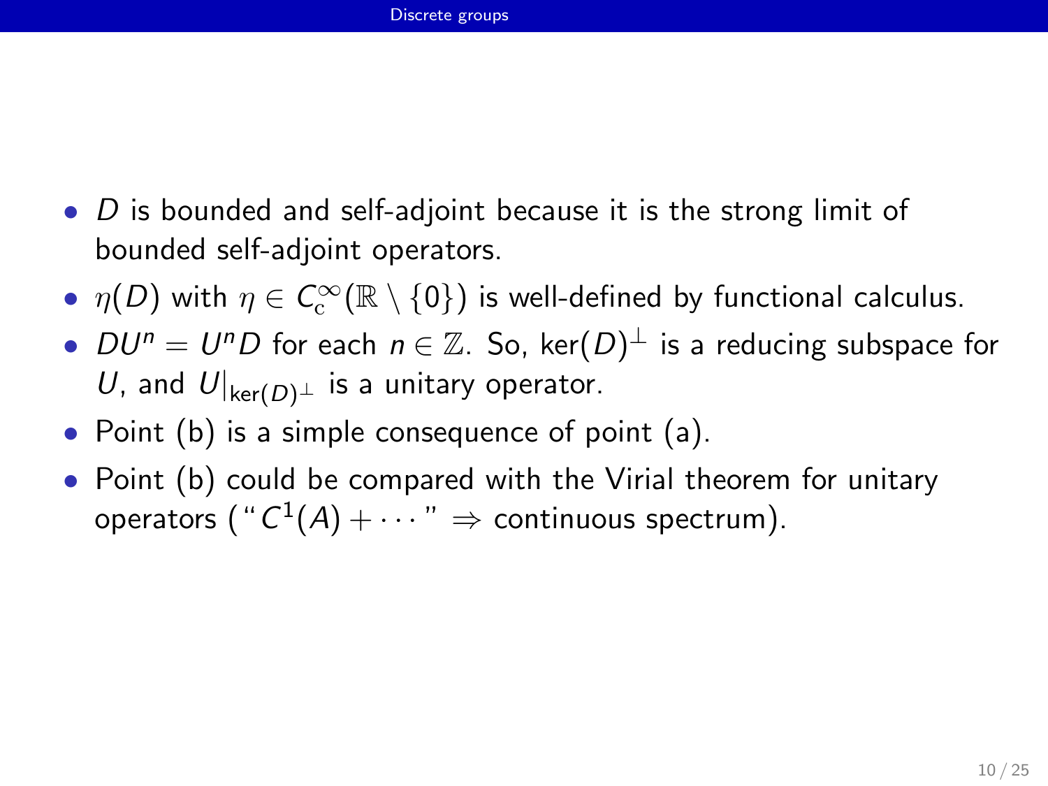- $D$ is bounded and self-adjoint because it is the strong limit of bounded self-adjoint operators.
- $\eta(D)$ with $\eta \in C_c^\infty(\mathbb{R} \setminus \{0\})$ is well-defined by functional calculus.
- $DU^n = U^n D$ for each $n \in \mathbb{Z}$. So, $\ker(D)^\perp$ is a reducing subspace for $U$, and $U|_{\ker(D)^\perp}$ is a unitary operator.
- Point (b) is a simple consequence of point (a).
- Point (b) could be compared with the Virial theorem for unitary operators ("$C^1(A) + \cdots$" $\Rightarrow$ continuous spectrum).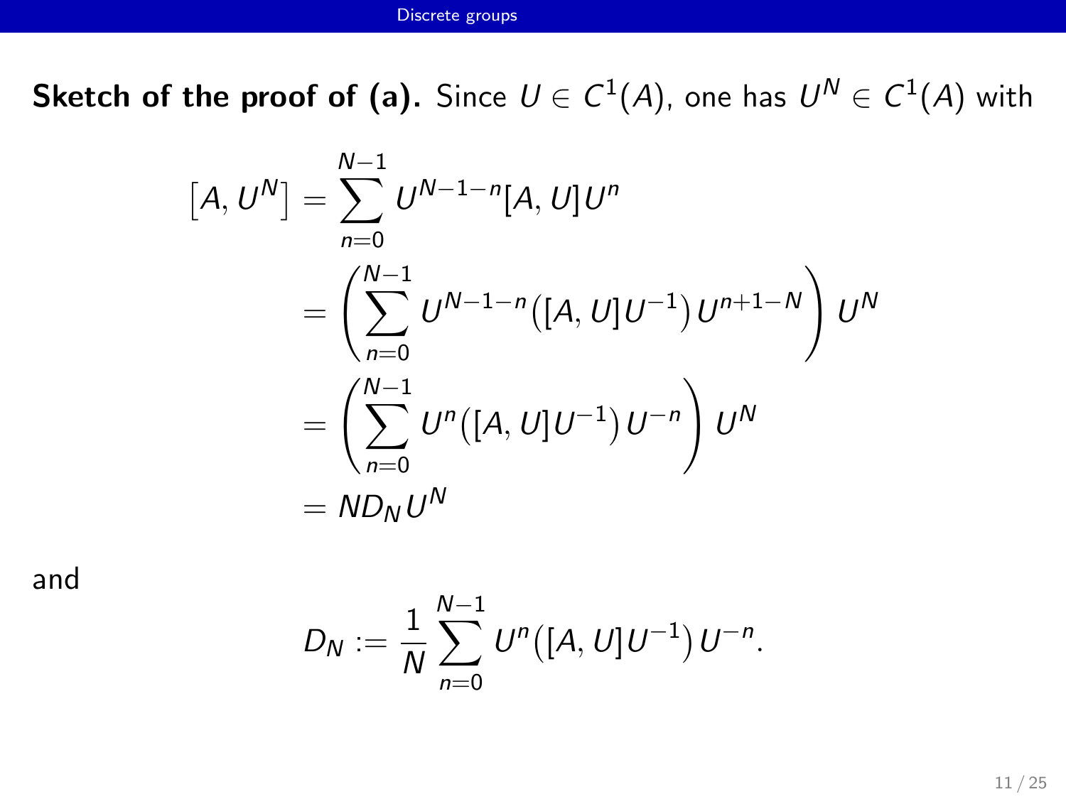**Sketch of the proof of (a).** Since $U \in C^1(A)$, one has $U^N \in C^1(A)$ with

$$
\begin{aligned}
\left[A, U^N\right] &= \sum_{n=0}^{N-1} U^{N-1-n}[A,U]U^n \\
&= \left( \sum_{n=0}^{N-1} U^{N-1-n}\big([A,U]U^{-1}\big)U^{n+1-N} \right) U^N \\
&= \left( \sum_{n=0}^{N-1} U^{n}\big([A,U]U^{-1}\big)U^{-n} \right) U^N \\
&= N D_N U^N
\end{aligned}
$$

and

$$
D_N := \frac{1}{N} \sum_{n=0}^{N-1} U^n\big([A,U]U^{-1}\big)U^{-n}.
$$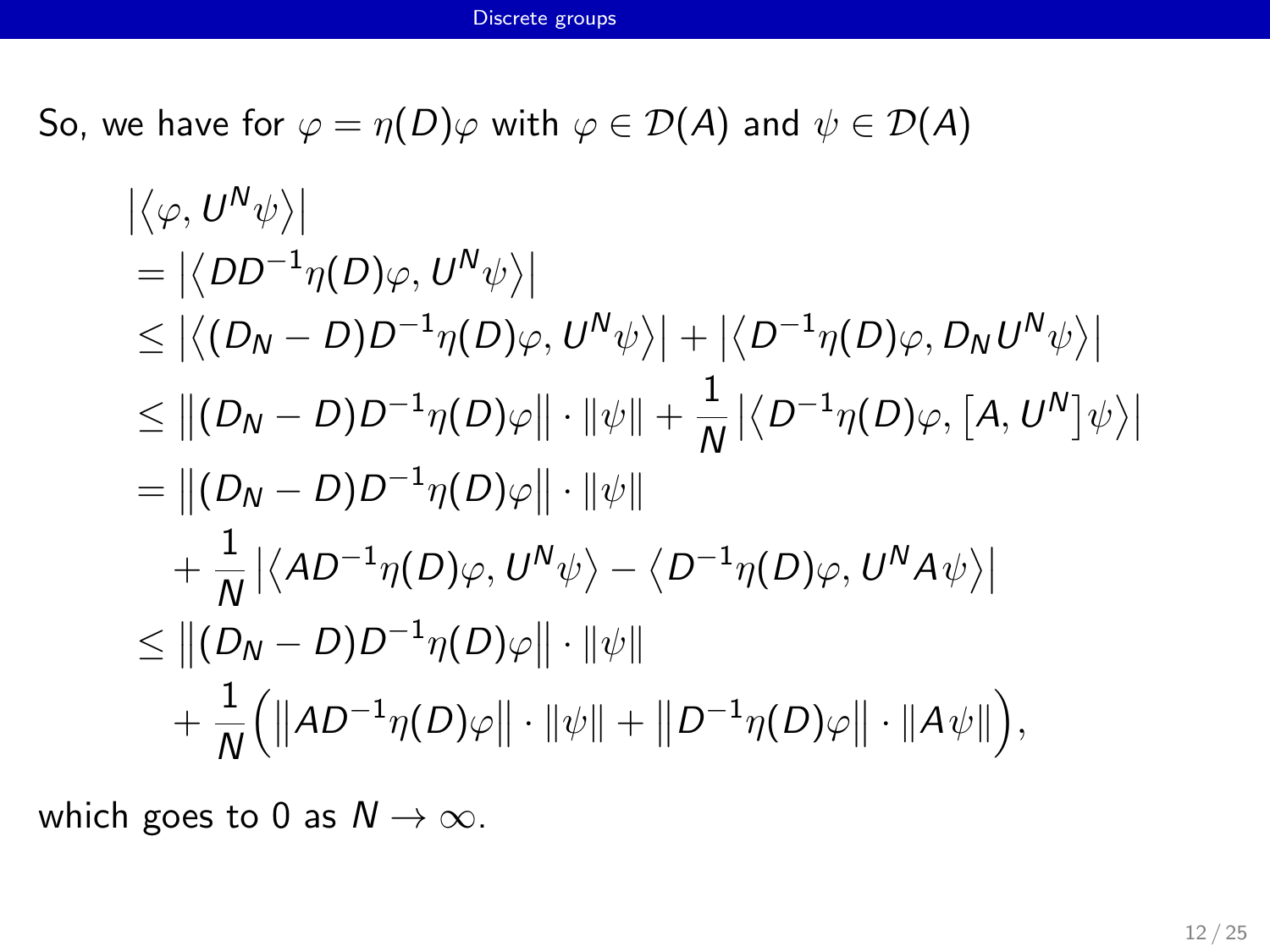So, we have for $\varphi = \eta(D)\varphi$ with $\varphi \in \mathcal{D}(A)$ and $\psi \in \mathcal{D}(A)$

$$
\begin{aligned}
&\left|\left\langle \varphi, U^N \psi \right\rangle\right| \\
&= \left|\left\langle DD^{-1}\eta(D)\varphi, U^N\psi \right\rangle\right| \\
&\leq \left|\left\langle (D_N - D)D^{-1}\eta(D)\varphi, U^N\psi \right\rangle\right| + \left|\left\langle D^{-1}\eta(D)\varphi, D_N U^N \psi \right\rangle\right| \\
&\leq \left\|(D_N - D)D^{-1}\eta(D)\varphi\right\| \cdot \|\psi\| + \frac{1}{N}\left|\left\langle D^{-1}\eta(D)\varphi, \left[A, U^N\right]\psi \right\rangle\right| \\
&= \left\|(D_N - D)D^{-1}\eta(D)\varphi\right\| \cdot \|\psi\| \\
&\quad + \frac{1}{N}\left|\left\langle AD^{-1}\eta(D)\varphi, U^N\psi \right\rangle - \left\langle D^{-1}\eta(D)\varphi, U^N A\psi \right\rangle\right| \\
&\leq \left\|(D_N - D)D^{-1}\eta(D)\varphi\right\| \cdot \|\psi\| \\
&\quad + \frac{1}{N}\Big(\left\|AD^{-1}\eta(D)\varphi\right\| \cdot \|\psi\| + \left\|D^{-1}\eta(D)\varphi\right\| \cdot \|A\psi\|\Big),
\end{aligned}
$$

which goes to 0 as $N \to \infty$.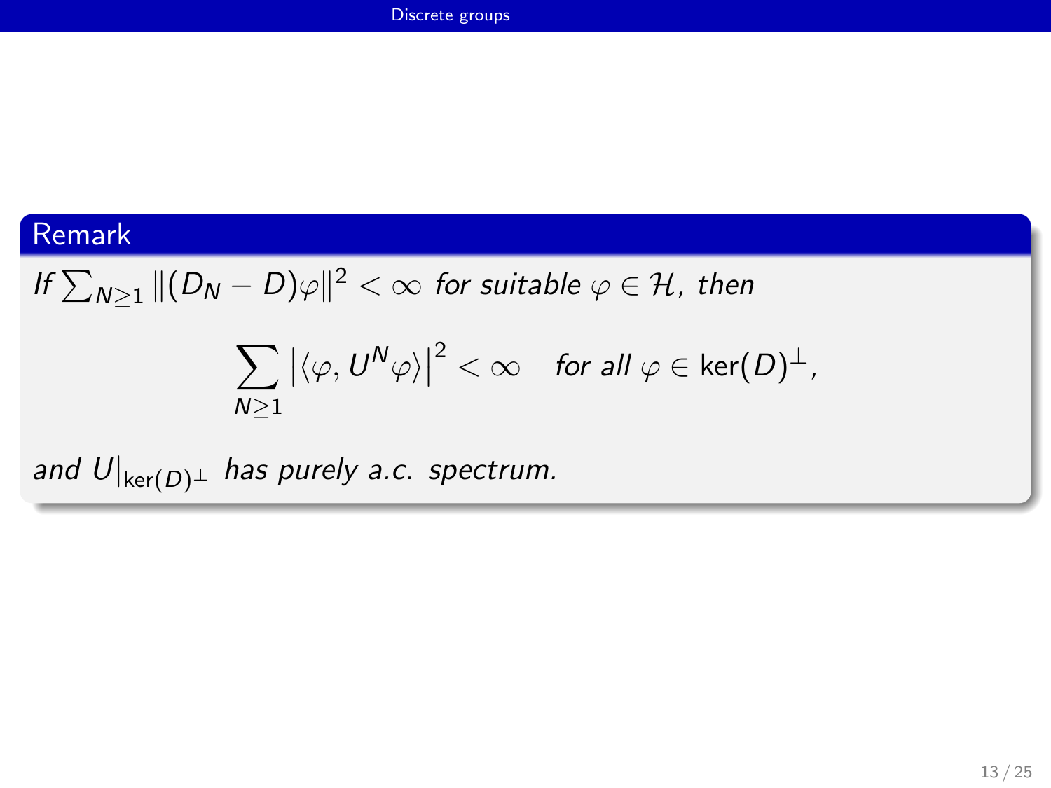### Remark

*If* $\sum_{N\geq 1} \|(D_N - D)\varphi\|^2 < \infty$ *for suitable* $\varphi \in \mathcal{H}$*, then*

$$\sum_{N\geq 1} \left|\langle \varphi, U^N \varphi\rangle\right|^2 < \infty \quad \textit{for all } \varphi \in \ker(D)^\perp,$$

*and* $U|_{\ker(D)^\perp}$ *has purely a.c. spectrum.*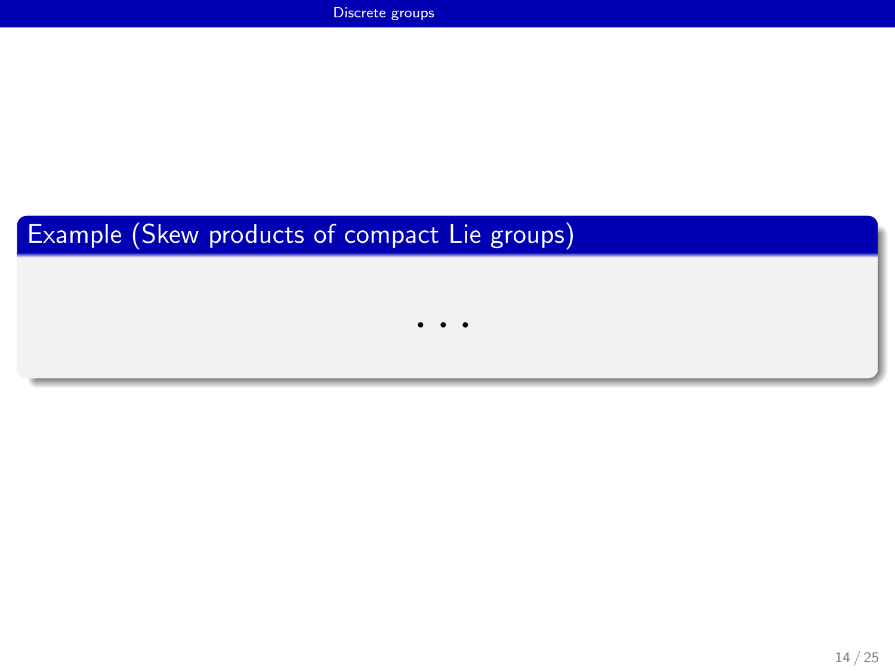**Example (Skew products of compact Lie groups)**

$$\cdots$$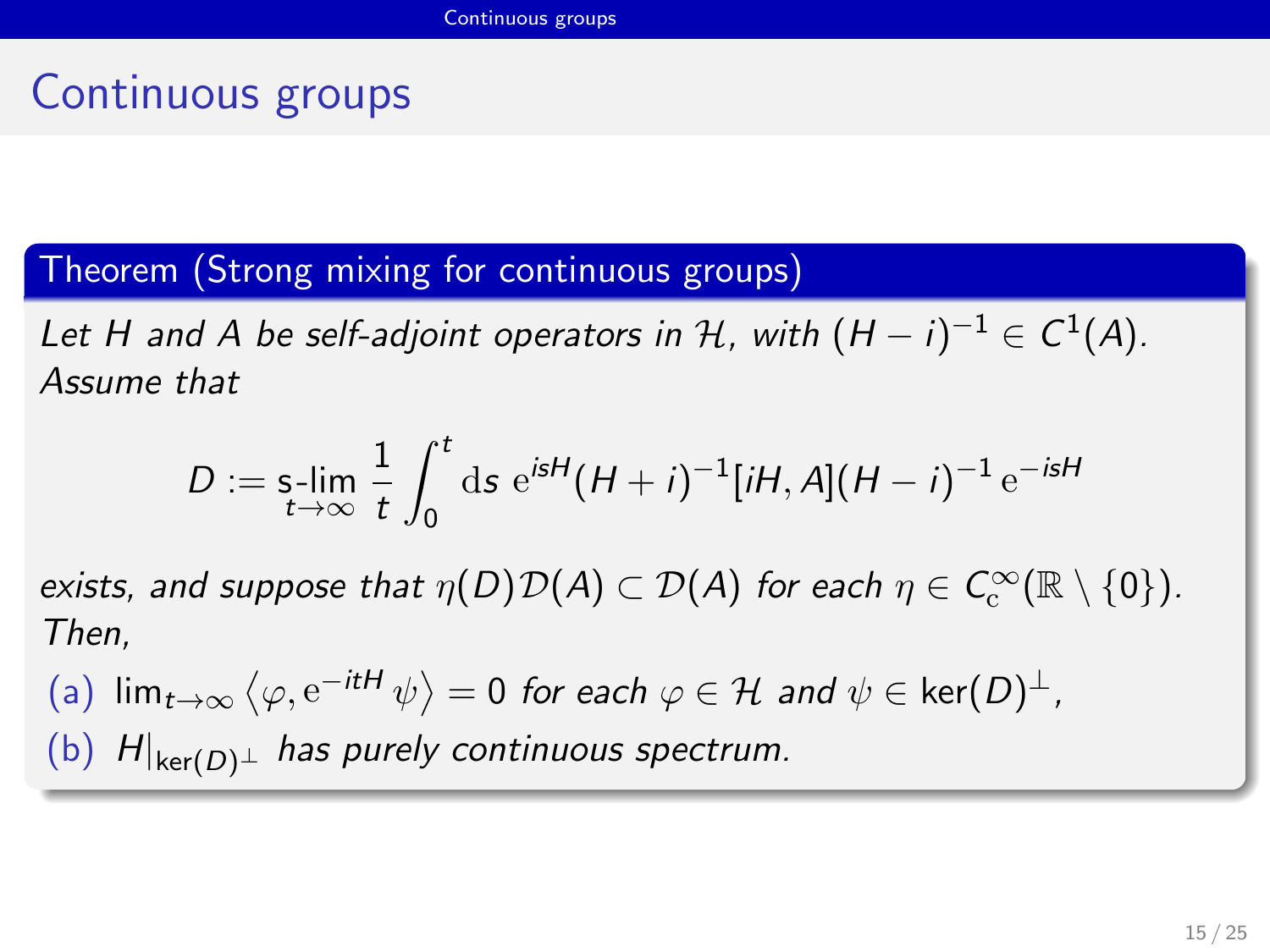# Continuous groups

**Theorem (Strong mixing for continuous groups)**

*Let $H$ and $A$ be self-adjoint operators in $\mathcal{H}$, with $(H-i)^{-1} \in C^1(A)$. Assume that*

$$D := \operatorname*{s-lim}_{t\to\infty} \frac{1}{t}\int_0^t \mathrm{d}s\ \mathrm{e}^{isH}(H+i)^{-1}[iH,A](H-i)^{-1}\,\mathrm{e}^{-isH}$$

*exists, and suppose that $\eta(D)\mathcal{D}(A) \subset \mathcal{D}(A)$ for each $\eta \in C_{\mathrm{c}}^{\infty}(\mathbb{R}\setminus\{0\})$. Then,*

(a) $\lim_{t\to\infty}\left\langle \varphi, \mathrm{e}^{-itH}\,\psi\right\rangle = 0$ *for each* $\varphi \in \mathcal{H}$ *and* $\psi \in \ker(D)^{\perp}$,

(b) $H|_{\ker(D)^{\perp}}$ *has purely continuous spectrum.*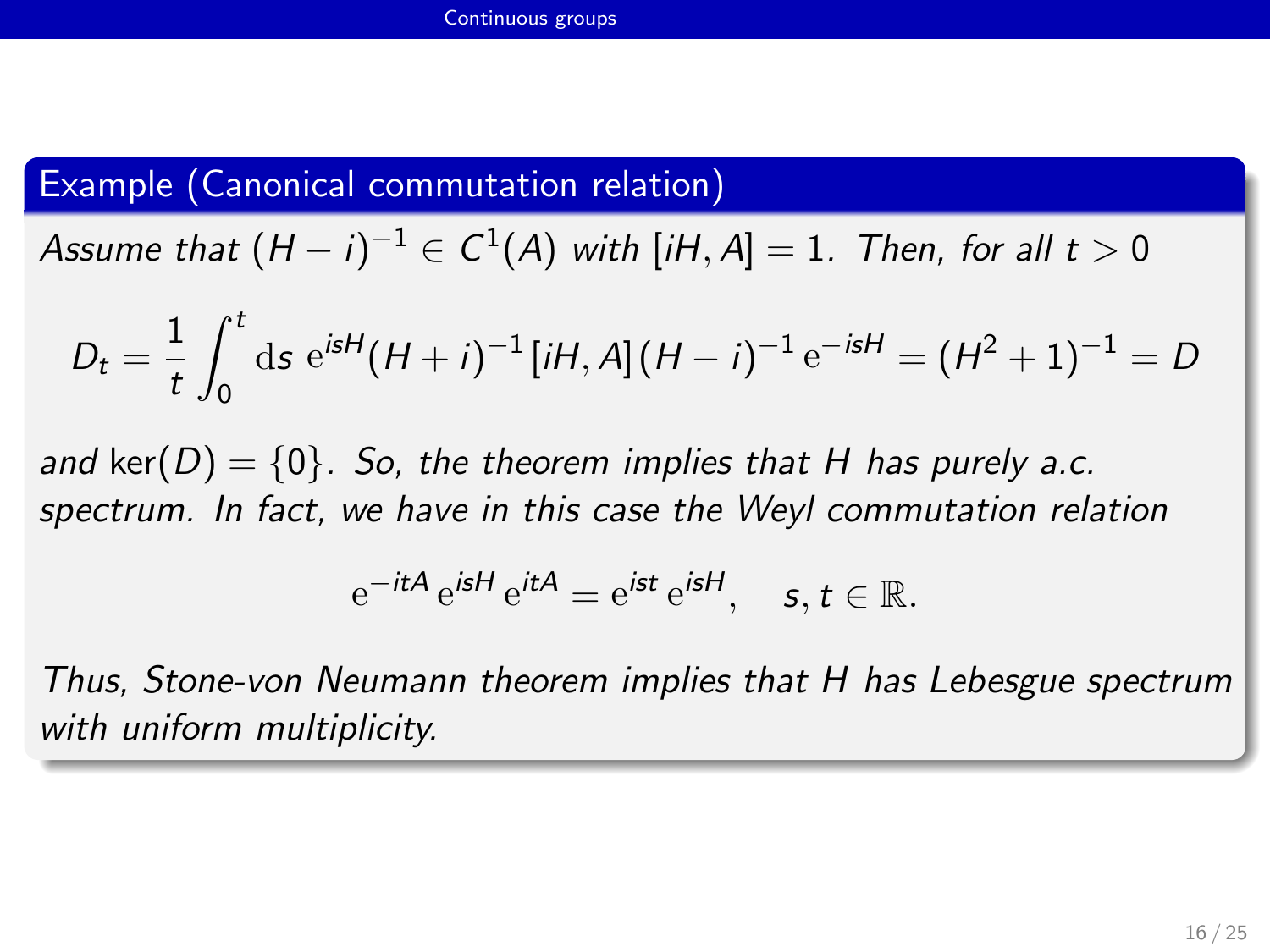### Example (Canonical commutation relation)

*Assume that* $(H - i)^{-1} \in C^1(A)$ *with* $[iH, A] = 1$. *Then, for all* $t > 0$

$$D_t = \frac{1}{t}\int_0^t \mathrm{d}s \; \mathrm{e}^{isH}(H+i)^{-1}\,[iH, A]\,(H-i)^{-1}\,\mathrm{e}^{-isH} = (H^2+1)^{-1} = D$$

*and* $\ker(D) = \{0\}$. *So, the theorem implies that* $H$ *has purely a.c. spectrum. In fact, we have in this case the Weyl commutation relation*

$$\mathrm{e}^{-itA}\,\mathrm{e}^{isH}\,\mathrm{e}^{itA} = \mathrm{e}^{ist}\,\mathrm{e}^{isH}, \quad s, t \in \mathbb{R}.$$

*Thus, Stone-von Neumann theorem implies that* $H$ *has Lebesgue spectrum with uniform multiplicity.*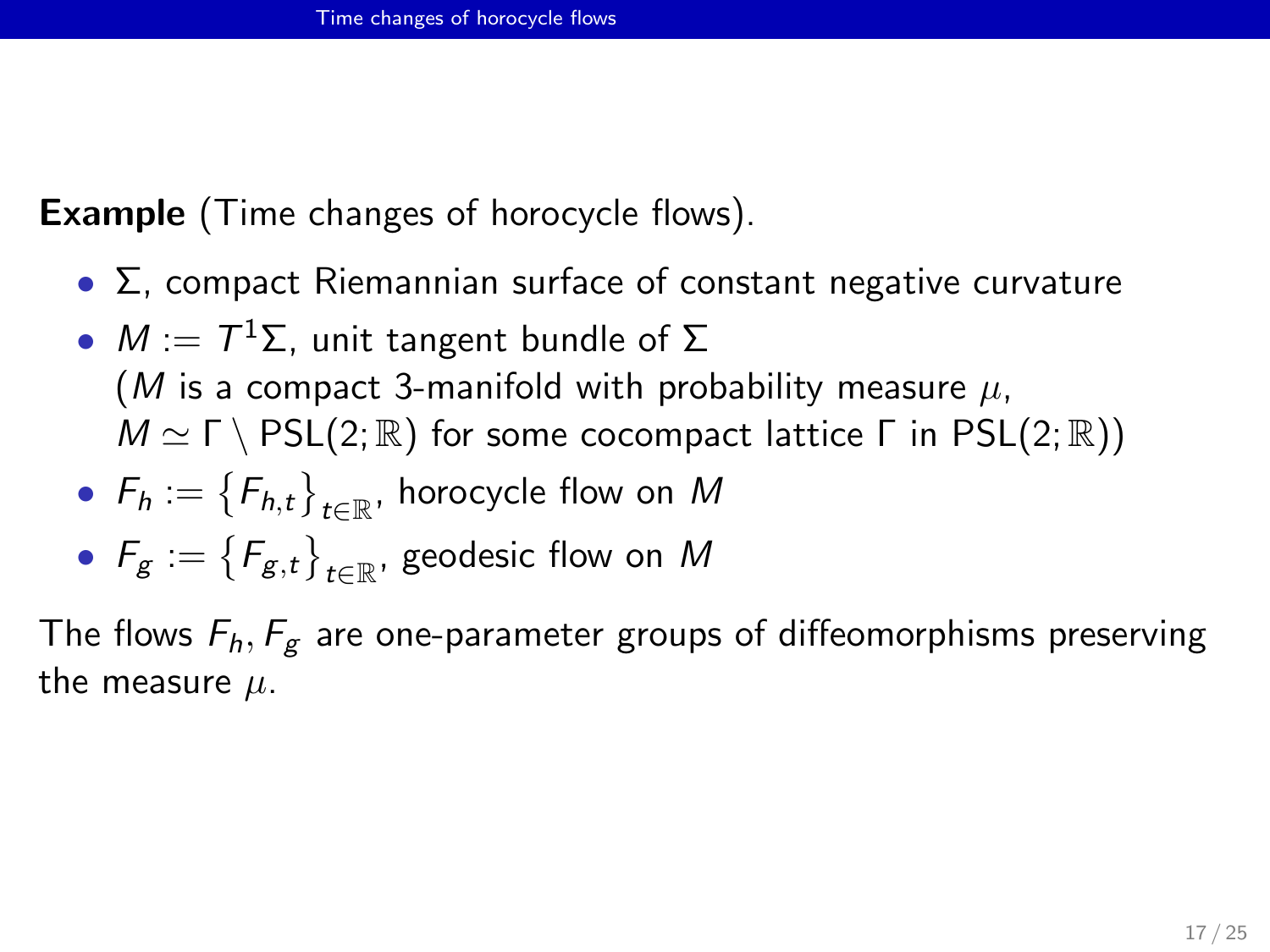**Example** (Time changes of horocycle flows).

- $\Sigma$, compact Riemannian surface of constant negative curvature
- $M := T^1\Sigma$, unit tangent bundle of $\Sigma$
  ($M$ is a compact 3-manifold with probability measure $\mu$,
  $M \simeq \Gamma \setminus \mathrm{PSL}(2;\mathbb{R})$ for some cocompact lattice $\Gamma$ in $\mathrm{PSL}(2;\mathbb{R})$)
- $F_h := \{F_{h,t}\}_{t\in\mathbb{R}}$, horocycle flow on $M$
- $F_g := \{F_{g,t}\}_{t\in\mathbb{R}}$, geodesic flow on $M$

The flows $F_h, F_g$ are one-parameter groups of diffeomorphisms preserving the measure $\mu$.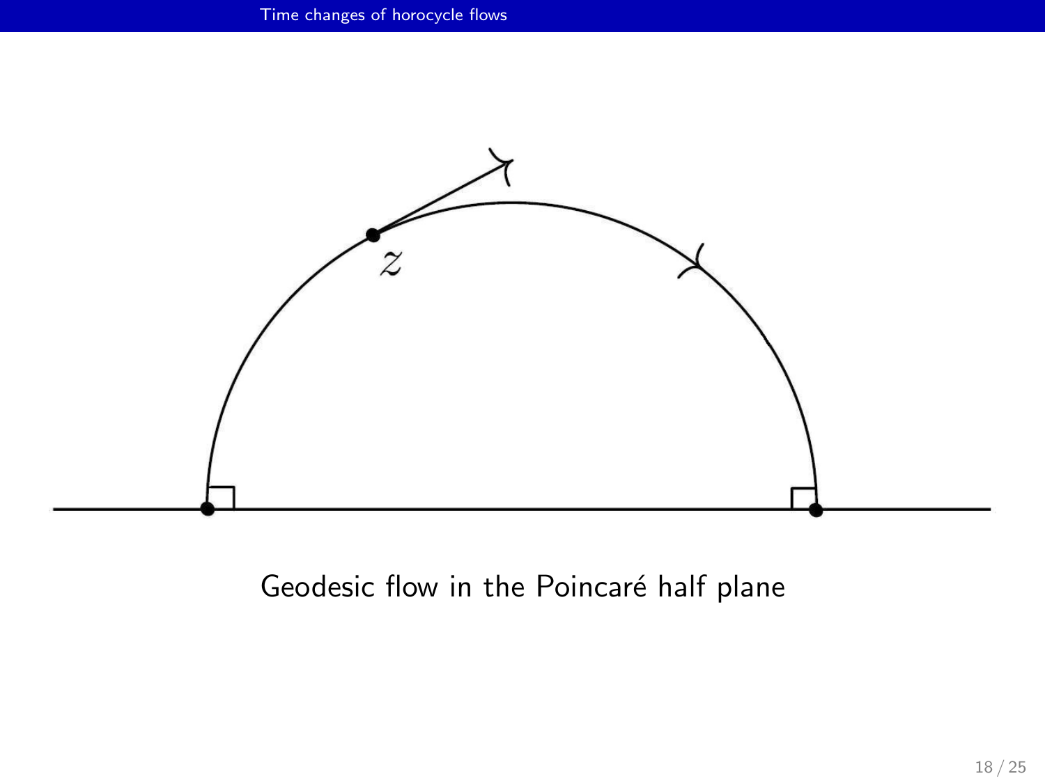Geodesic flow in the Poincaré half plane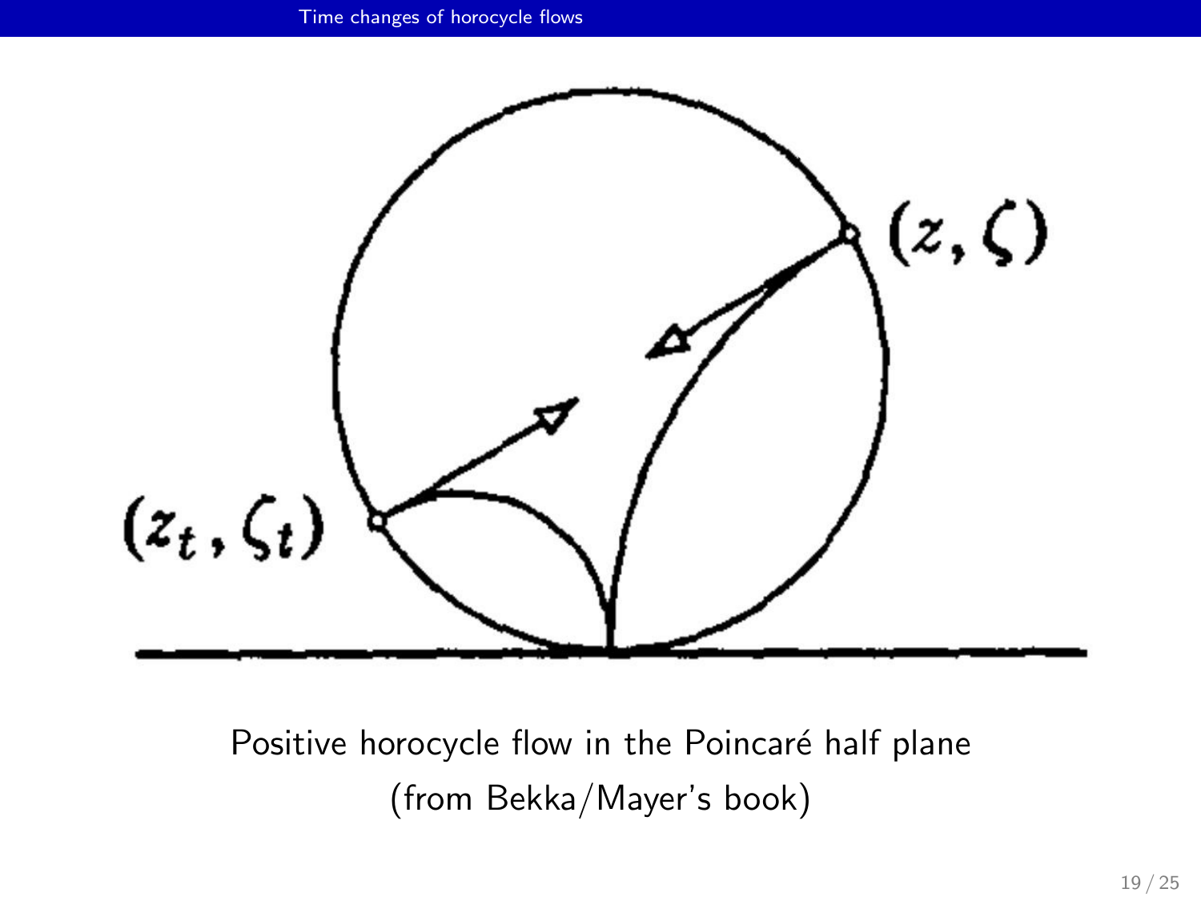$(z, \zeta)$

$(z_t, \zeta_t)$

Positive horocycle flow in the Poincaré half plane
(from Bekka/Mayer's book)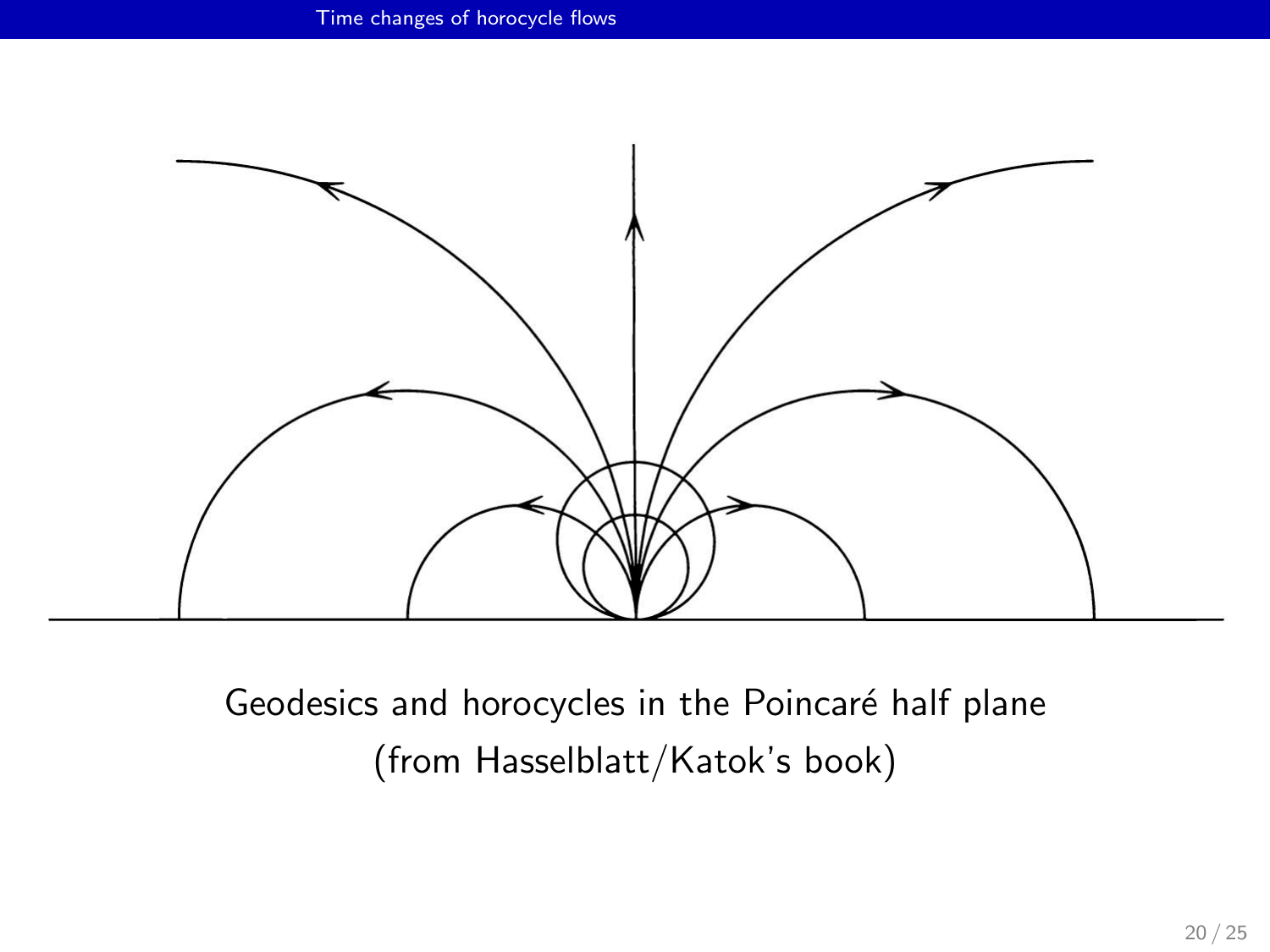Geodesics and horocycles in the Poincaré half plane
(from Hasselblatt/Katok's book)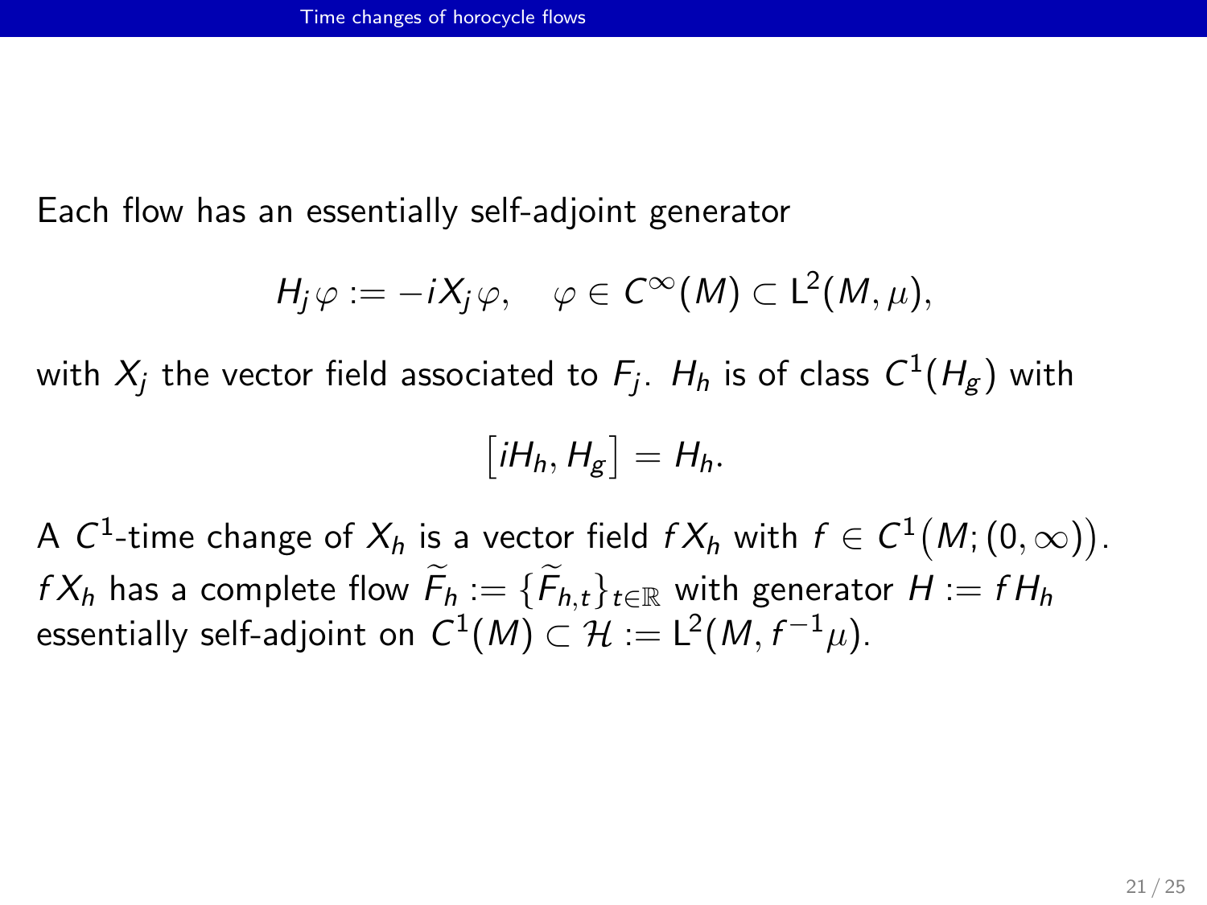Each flow has an essentially self-adjoint generator

$$H_j \varphi := -iX_j \varphi, \quad \varphi \in C^\infty(M) \subset \mathsf{L}^2(M, \mu),$$

with $X_j$ the vector field associated to $F_j$. $H_h$ is of class $C^1(H_g)$ with

$$\big[iH_h, H_g\big] = H_h.$$

A $C^1$-time change of $X_h$ is a vector field $fX_h$ with $f \in C^1\big(M; (0, \infty)\big)$. $fX_h$ has a complete flow $\widetilde{F}_h := \{\widetilde{F}_{h,t}\}_{t \in \mathbb{R}}$ with generator $H := fH_h$ essentially self-adjoint on $C^1(M) \subset \mathcal{H} := \mathsf{L}^2(M, f^{-1}\mu)$.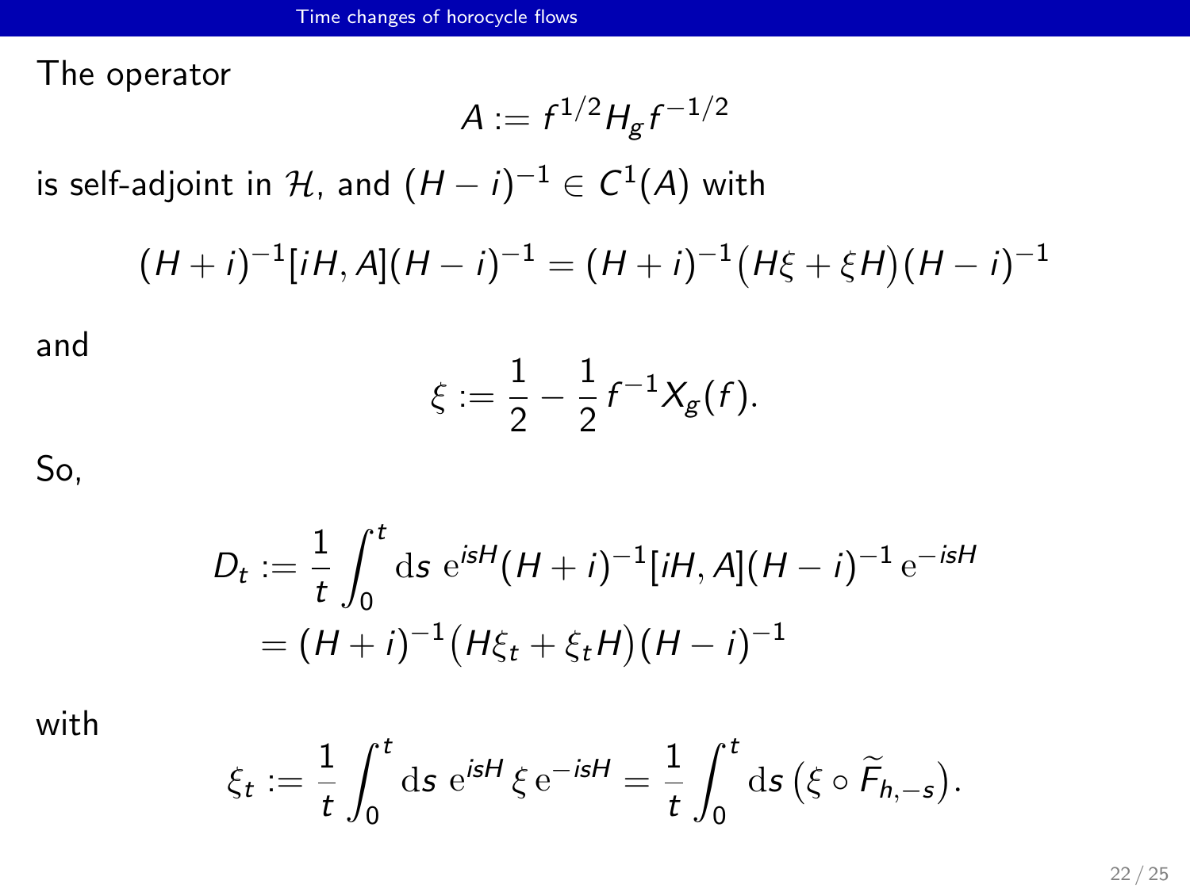The operator

$$A := f^{1/2} H_g f^{-1/2}$$

is self-adjoint in $\mathcal{H}$, and $(H-i)^{-1} \in C^1(A)$ with

$$(H+i)^{-1}[iH, A](H-i)^{-1} = (H+i)^{-1}\big(H\xi + \xi H\big)(H-i)^{-1}$$

and

$$\xi := \frac{1}{2} - \frac{1}{2} f^{-1} X_g(f).$$

So,

$$\begin{aligned} D_t &:= \frac{1}{t}\int_0^t \mathrm{d}s \; \mathrm{e}^{isH}(H+i)^{-1}[iH, A](H-i)^{-1}\,\mathrm{e}^{-isH} \\ &= (H+i)^{-1}\big(H\xi_t + \xi_t H\big)(H-i)^{-1} \end{aligned}$$

with

$$\xi_t := \frac{1}{t}\int_0^t \mathrm{d}s \; \mathrm{e}^{isH}\,\xi\,\mathrm{e}^{-isH} = \frac{1}{t}\int_0^t \mathrm{d}s \, \big(\xi \circ \widetilde{F}_{h,-s}\big).$$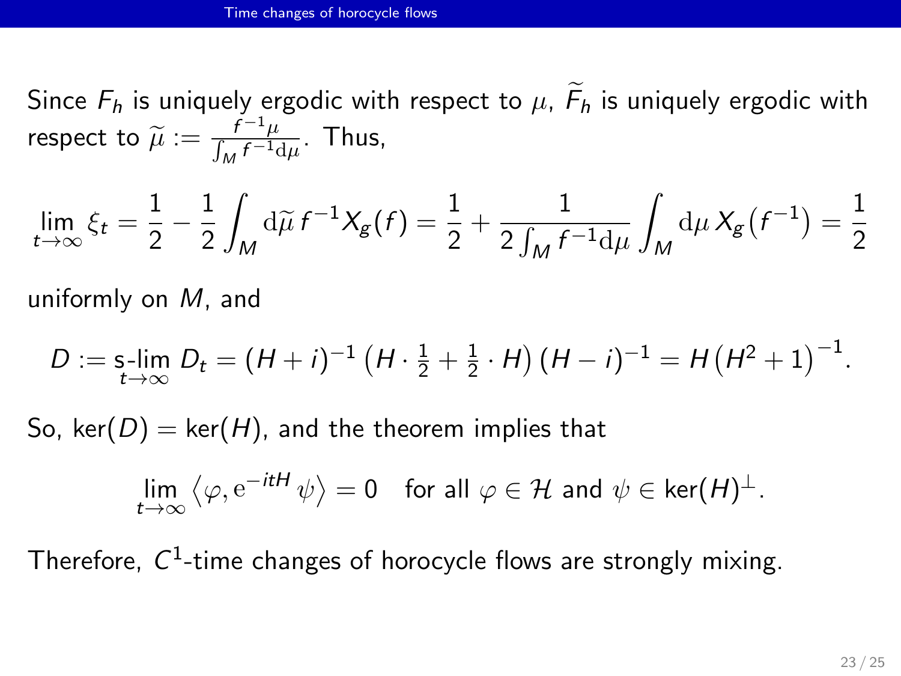Since $F_h$ is uniquely ergodic with respect to $\mu$, $\widetilde{F}_h$ is uniquely ergodic with respect to $\widetilde{\mu} := \frac{f^{-1}\mu}{\int_M f^{-1}\mathrm{d}\mu}$. Thus,

$$\lim_{t\to\infty} \xi_t = \frac{1}{2} - \frac{1}{2}\int_M \mathrm{d}\widetilde{\mu}\, f^{-1} X_g(f) = \frac{1}{2} + \frac{1}{2\int_M f^{-1}\mathrm{d}\mu}\int_M \mathrm{d}\mu\, X_g\big(f^{-1}\big) = \frac{1}{2}$$

uniformly on $M$, and

$$D := \operatorname*{s-lim}_{t\to\infty} D_t = (H+i)^{-1}\left(H\cdot\tfrac{1}{2} + \tfrac{1}{2}\cdot H\right)(H-i)^{-1} = H\big(H^2+1\big)^{-1}.$$

So, $\ker(D) = \ker(H)$, and the theorem implies that

$$\lim_{t\to\infty}\left\langle \varphi, \mathrm{e}^{-itH}\psi\right\rangle = 0 \quad \text{for all } \varphi\in\mathcal{H} \text{ and } \psi\in\ker(H)^\perp.$$

Therefore, $C^1$-time changes of horocycle flows are strongly mixing.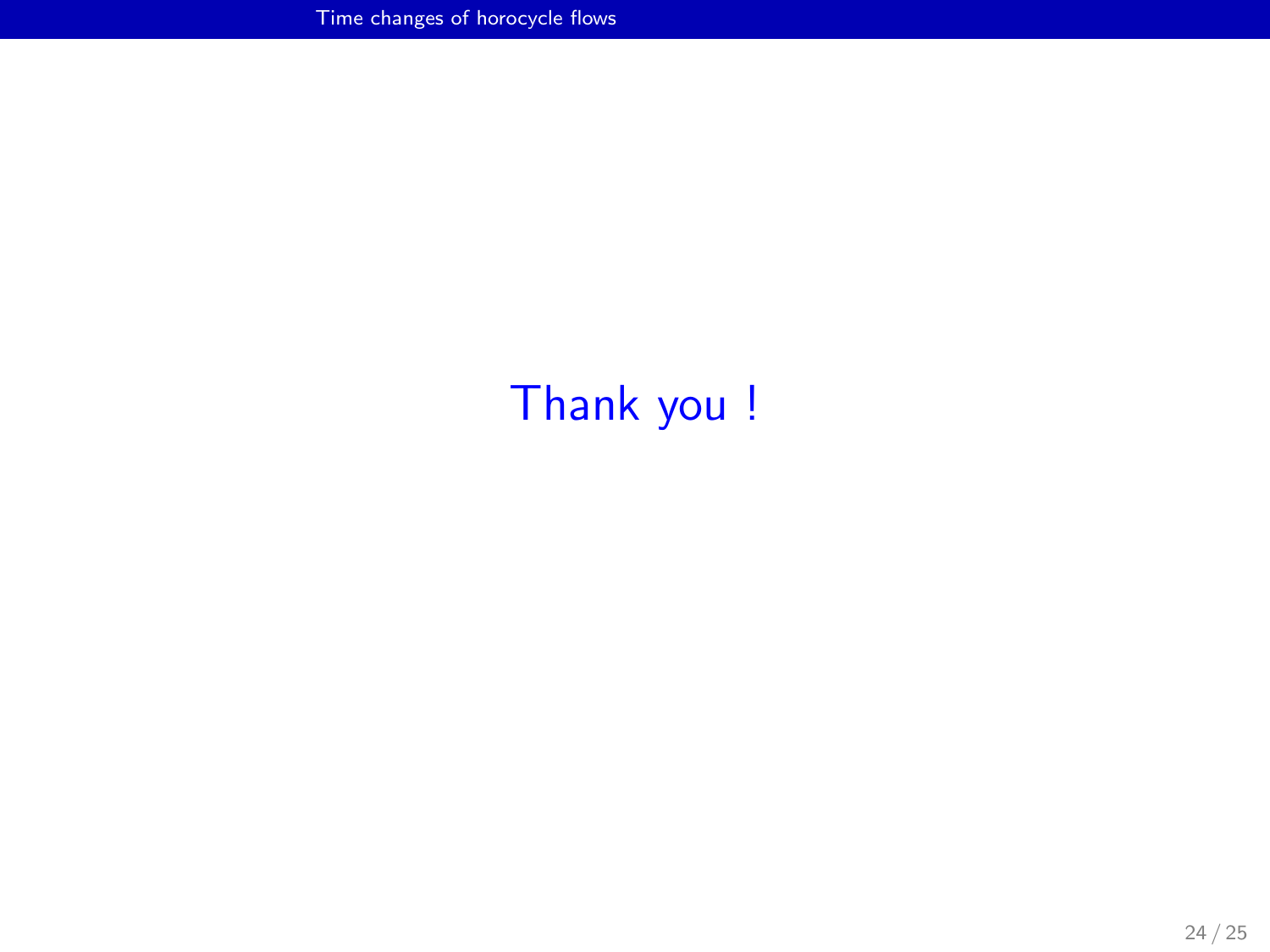Thank you !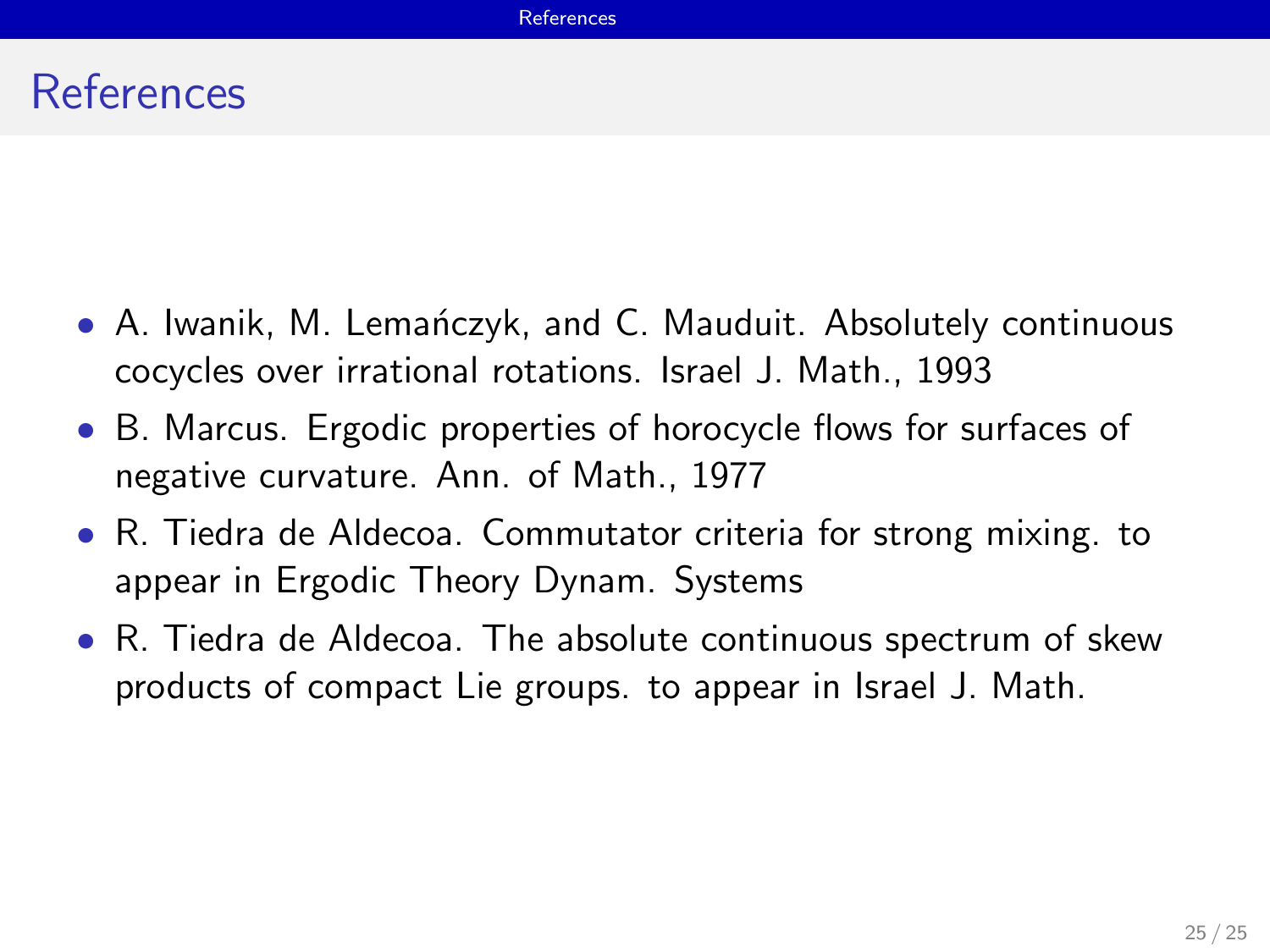# References

- A. Iwanik, M. Lemańczyk, and C. Mauduit. Absolutely continuous cocycles over irrational rotations. Israel J. Math., 1993
- B. Marcus. Ergodic properties of horocycle flows for surfaces of negative curvature. Ann. of Math., 1977
- R. Tiedra de Aldecoa. Commutator criteria for strong mixing. to appear in Ergodic Theory Dynam. Systems
- R. Tiedra de Aldecoa. The absolute continuous spectrum of skew products of compact Lie groups. to appear in Israel J. Math.